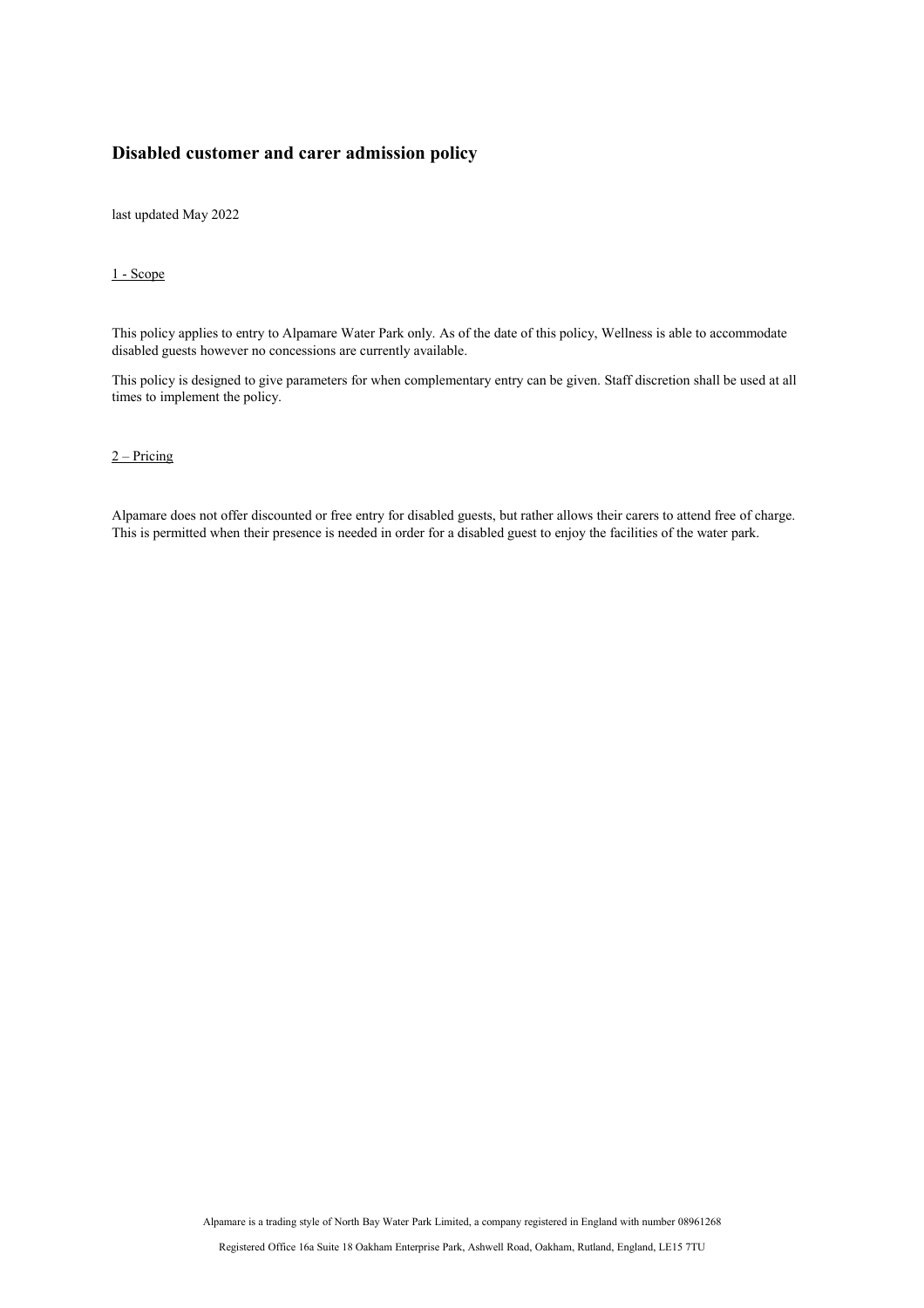# Disabled customer and carer admission policy

last updated May 2022

## 1 - Scope

This policy applies to entry to Alpamare Water Park only. As of the date of this policy, Wellness is able to accommodate disabled guests however no concessions are currently available.

This policy is designed to give parameters for when complementary entry can be given. Staff discretion shall be used at all times to implement the policy.

## 2 – Pricing

Alpamare does not offer discounted or free entry for disabled guests, but rather allows their carers to attend free of charge. This is permitted when their presence is needed in order for a disabled guest to enjoy the facilities of the water park.

Alpamare is a trading style of North Bay Water Park Limited, a company registered in England with number 08961268

Registered Office 16a Suite 18 Oakham Enterprise Park, Ashwell Road, Oakham, Rutland, England, LE15 7TU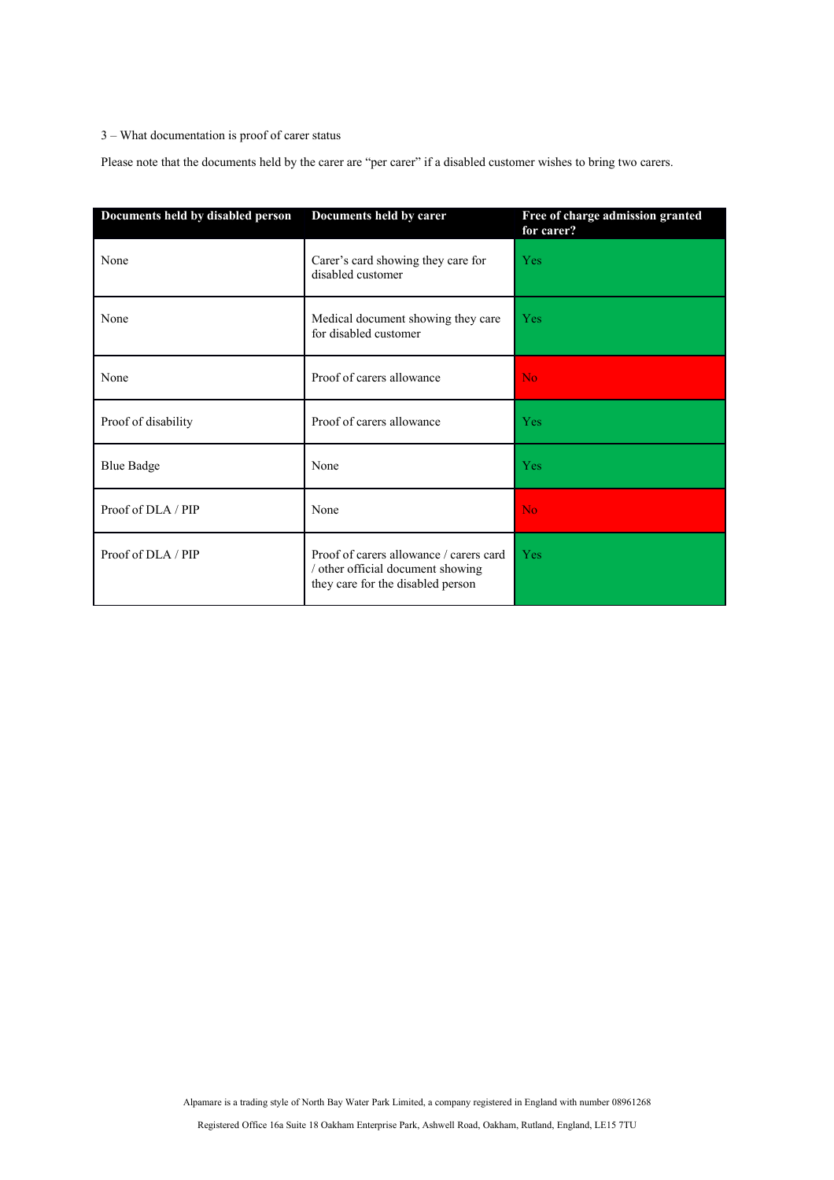3 – What documentation is proof of carer status

Please note that the documents held by the carer are "per carer" if a disabled customer wishes to bring two carers.

| Documents held by disabled person | Documents held by carer | Free of charge admission granted for carer? |
|---|---|---|
| None | Carer's card showing they care for disabled customer | Yes |
| None | Medical document showing they care for disabled customer | Yes |
| None | Proof of carers allowance | No |
| Proof of disability | Proof of carers allowance | Yes |
| Blue Badge | None | Yes |
| Proof of DLA / PIP | None | No |
| Proof of DLA / PIP | Proof of carers allowance / carers card / other official document showing they care for the disabled person | Yes |

Alpamare is a trading style of North Bay Water Park Limited, a company registered in England with number 08961268

Registered Office 16a Suite 18 Oakham Enterprise Park, Ashwell Road, Oakham, Rutland, England, LE15 7TU